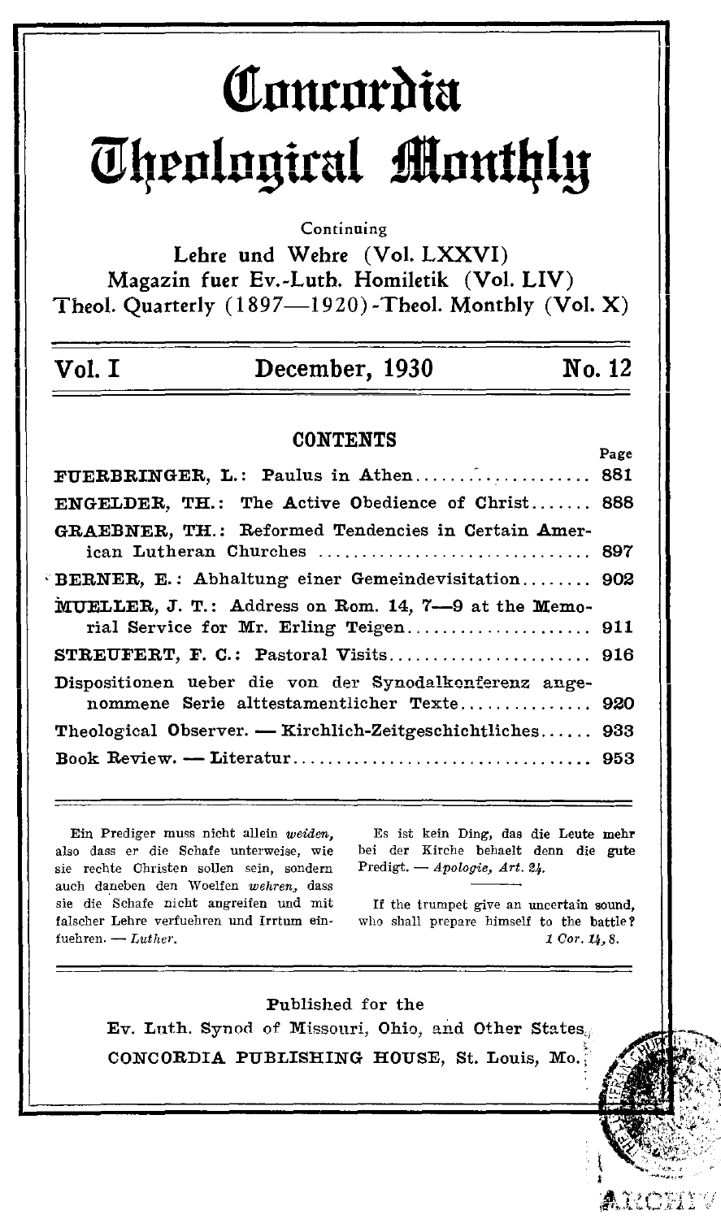# Concordia Theological Monthly

Continuing

Lehre und Wehre (Vol. LXXVI)
Magazin fuer Ev.-Luth. Homiletik (Vol. LIV)
Theol. Quarterly (1897—1920)-Theol. Monthly (Vol. X)

**Vol. I** **December, 1930** **No. 12**

## CONTENTS

| | Page |
|---|---|
| **FUERBRINGER, L.:** Paulus in Athen | 881 |
| **ENGELDER, TH.:** The Active Obedience of Christ | 888 |
| **GRAEBNER, TH.:** Reformed Tendencies in Certain American Lutheran Churches | 897 |
| **BERNER, E.:** Abhaltung einer Gemeindevisitation | 902 |
| **MUELLER, J. T.:** Address on Rom. 14, 7—9 at the Memorial Service for Mr. Erling Teigen | 911 |
| **STREUFERT, F. C.:** Pastoral Visits | 916 |
| Dispositionen ueber die von der Synodalkonferenz angenommene Serie alttestamentlicher Texte | 920 |
| Theological Observer. — Kirchlich-Zeitgeschichtliches | 933 |
| Book Review. — Literatur | 953 |

Ein Prediger muss nicht allein *weiden*, also dass er die Schafe unterweise, wie sie rechte Christen sollen sein, sondern auch daneben den Woelfen *wehren*, dass sie die Schafe nicht angreifen und mit falscher Lehre verfuehren und Irrtum einfuehren. — *Luther.*

Es ist kein Ding, das die Leute mehr bei der Kirche behaelt denn die gute Predigt. — *Apologie, Art. 24.*

If the trumpet give an uncertain sound, who shall prepare himself to the battle? *1 Cor. 14, 8.*

Published for the
Ev. Luth. Synod of Missouri, Ohio, and Other States
CONCORDIA PUBLISHING HOUSE, St. Louis, Mo.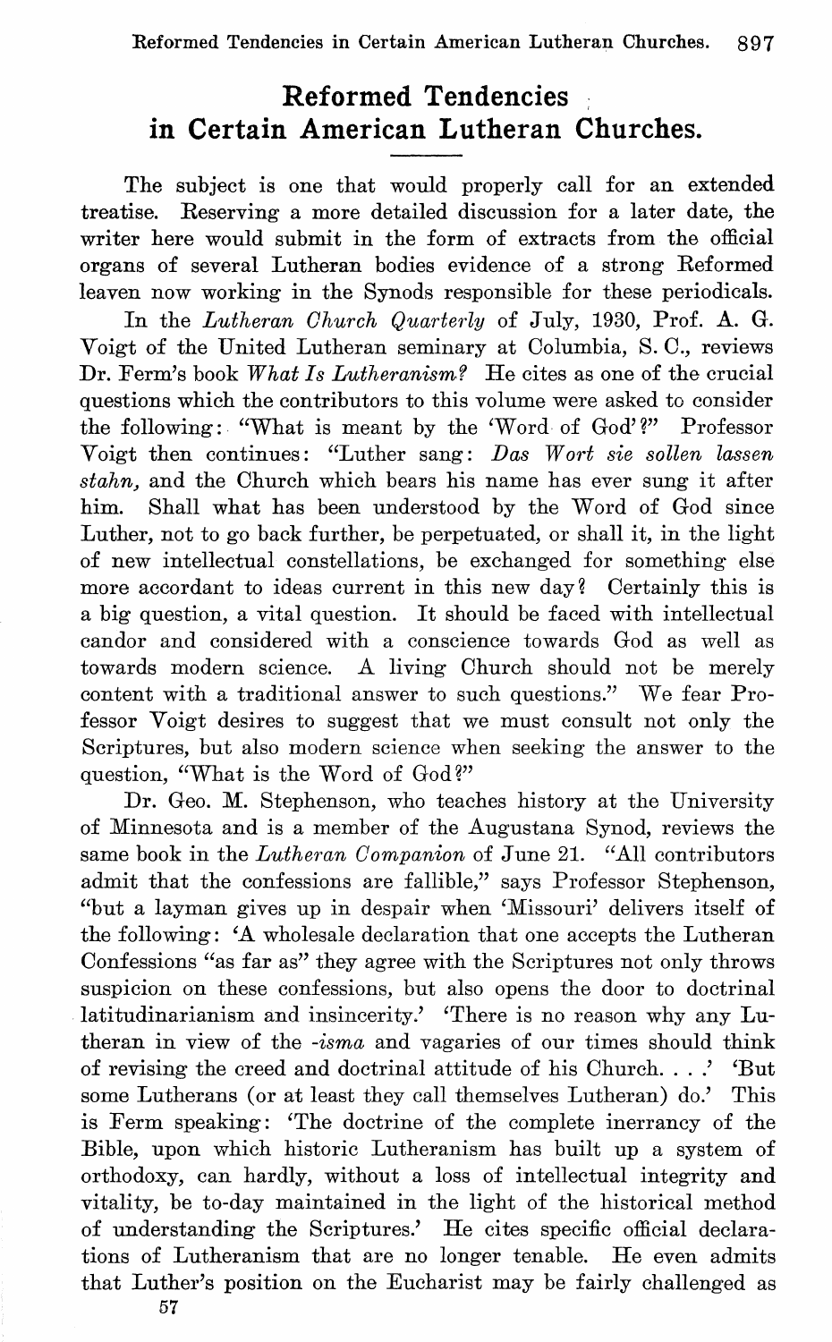# Reformed Tendencies in Certain American Lutheran Churches.

The subject is one that would properly call for an extended treatise. Reserving a more detailed discussion for a later date, the writer here would submit in the form of extracts from the official organs of several Lutheran bodies evidence of a strong Reformed leaven now working in the Synods responsible for these periodicals.

In the *Lutheran Church Quarterly* of July, 1930, Prof. A. G. Voigt of the United Lutheran seminary at Columbia, S. C., reviews Dr. Ferm's book *What Is Lutheranism?* He cites as one of the crucial questions which the contributors to this volume were asked to consider the following: "What is meant by the 'Word of God'?" Professor Voigt then continues: "Luther sang: *Das Wort sie sollen lassen stahn,* and the Church which bears his name has ever sung it after him. Shall what has been understood by the Word of God since Luther, not to go back further, be perpetuated, or shall it, in the light of new intellectual constellations, be exchanged for something else more accordant to ideas current in this new day? Certainly this is a big question, a vital question. It should be faced with intellectual candor and considered with a conscience towards God as well as towards modern science. A living Church should not be merely content with a traditional answer to such questions." We fear Professor Voigt desires to suggest that we must consult not only the Scriptures, but also modern science when seeking the answer to the question, "What is the Word of God?"

Dr. Geo. M. Stephenson, who teaches history at the University of Minnesota and is a member of the Augustana Synod, reviews the same book in the *Lutheran Companion* of June 21. "All contributors admit that the confessions are fallible," says Professor Stephenson, "but a layman gives up in despair when 'Missouri' delivers itself of the following: 'A wholesale declaration that one accepts the Lutheran Confessions "as far as" they agree with the Scriptures not only throws suspicion on these confessions, but also opens the door to doctrinal latitudinarianism and insincerity.' 'There is no reason why any Lutheran in view of the *-isma* and vagaries of our times should think of revising the creed and doctrinal attitude of his Church. . . .' 'But some Lutherans (or at least they call themselves Lutheran) do.' This is Ferm speaking: 'The doctrine of the complete inerrancy of the Bible, upon which historic Lutheranism has built up a system of orthodoxy, can hardly, without a loss of intellectual integrity and vitality, be to-day maintained in the light of the historical method of understanding the Scriptures.' He cites specific official declarations of Lutheranism that are no longer tenable. He even admits that Luther's position on the Eucharist may be fairly challenged as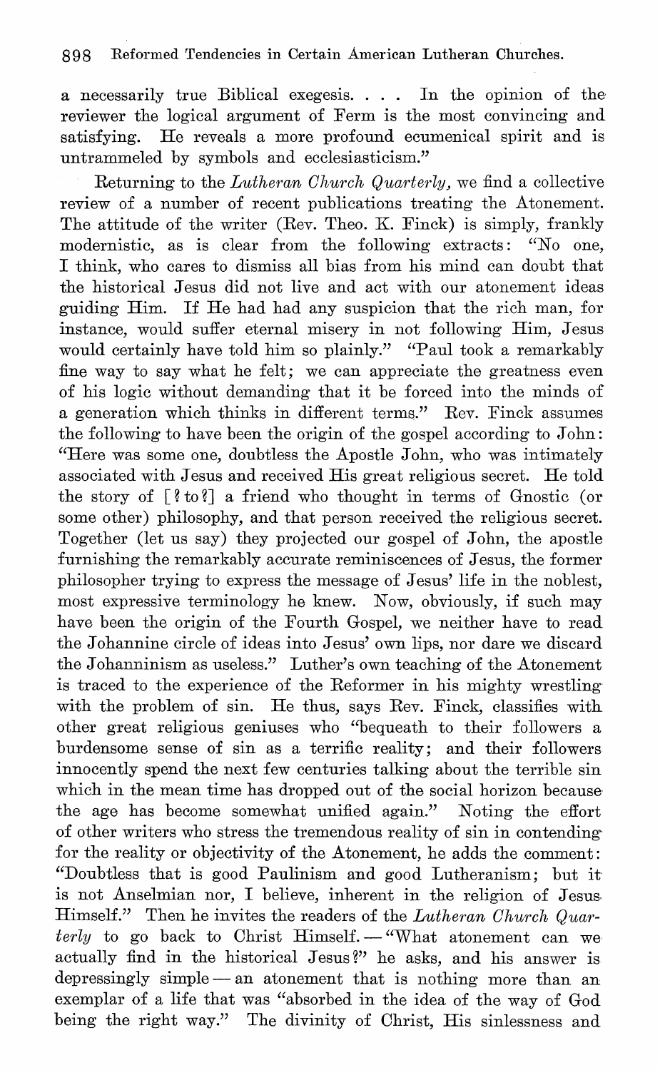a necessarily true Biblical exegesis. . . . In the opinion of the reviewer the logical argument of Ferm is the most convincing and satisfying. He reveals a more profound ecumenical spirit and is untrammeled by symbols and ecclesiasticism."

Returning to the *Lutheran Church Quarterly,* we find a collective review of a number of recent publications treating the Atonement. The attitude of the writer (Rev. Theo. K. Finck) is simply, frankly modernistic, as is clear from the following extracts: "No one, I think, who cares to dismiss all bias from his mind can doubt that the historical Jesus did not live and act with our atonement ideas guiding Him. If He had had any suspicion that the rich man, for instance, would suffer eternal misery in not following Him, Jesus would certainly have told him so plainly." "Paul took a remarkably fine way to say what he felt; we can appreciate the greatness even of his logic without demanding that it be forced into the minds of a generation which thinks in different terms." Rev. Finck assumes the following to have been the origin of the gospel according to John: "Here was some one, doubtless the Apostle John, who was intimately associated with Jesus and received His great religious secret. He told the story of [? to?] a friend who thought in terms of Gnostic (or some other) philosophy, and that person received the religious secret. Together (let us say) they projected our gospel of John, the apostle furnishing the remarkably accurate reminiscences of Jesus, the former philosopher trying to express the message of Jesus' life in the noblest, most expressive terminology he knew. Now, obviously, if such may have been the origin of the Fourth Gospel, we neither have to read the Johannine circle of ideas into Jesus' own lips, nor dare we discard the Johanninism as useless." Luther's own teaching of the Atonement is traced to the experience of the Reformer in his mighty wrestling with the problem of sin. He thus, says Rev. Finck, classifies with other great religious geniuses who "bequeath to their followers a burdensome sense of sin as a terrific reality; and their followers innocently spend the next few centuries talking about the terrible sin which in the mean time has dropped out of the social horizon because the age has become somewhat unified again." Noting the effort of other writers who stress the tremendous reality of sin in contending for the reality or objectivity of the Atonement, he adds the comment: "Doubtless that is good Paulinism and good Lutheranism; but it is not Anselmian nor, I believe, inherent in the religion of Jesus Himself." Then he invites the readers of the *Lutheran Church Quarterly* to go back to Christ Himself. — "What atonement can we actually find in the historical Jesus?" he asks, and his answer is depressingly simple — an atonement that is nothing more than an exemplar of a life that was "absorbed in the idea of the way of God being the right way." The divinity of Christ, His sinlessness and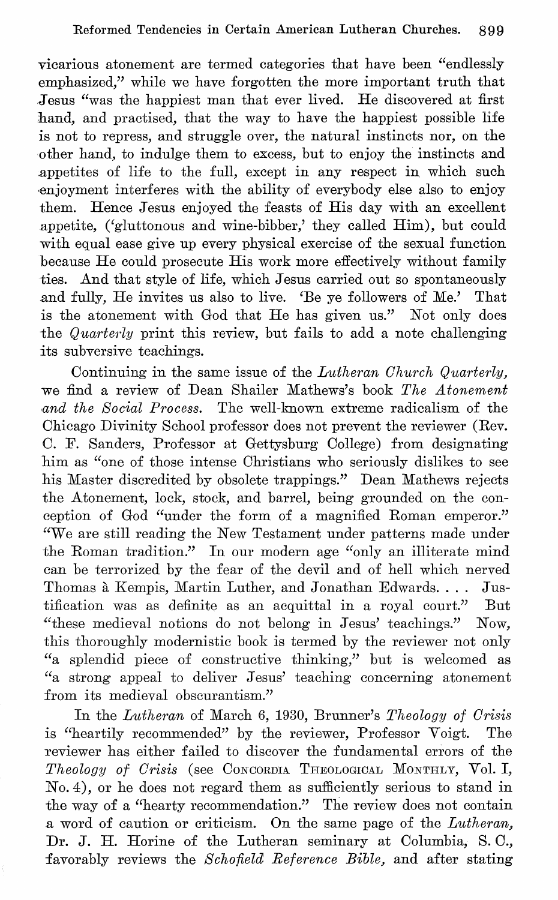vicarious atonement are termed categories that have been "endlessly emphasized," while we have forgotten the more important truth that Jesus "was the happiest man that ever lived. He discovered at first hand, and practised, that the way to have the happiest possible life is not to repress, and struggle over, the natural instincts nor, on the other hand, to indulge them to excess, but to enjoy the instincts and appetites of life to the full, except in any respect in which such enjoyment interferes with the ability of everybody else also to enjoy them. Hence Jesus enjoyed the feasts of His day with an excellent appetite, ('gluttonous and wine-bibber,' they called Him), but could with equal ease give up every physical exercise of the sexual function because He could prosecute His work more effectively without family ties. And that style of life, which Jesus carried out so spontaneously and fully, He invites us also to live. 'Be ye followers of Me.' That is the atonement with God that He has given us." Not only does the *Quarterly* print this review, but fails to add a note challenging its subversive teachings.

Continuing in the same issue of the *Lutheran Church Quarterly*, we find a review of Dean Shailer Mathews's book *The Atonement and the Social Process*. The well-known extreme radicalism of the Chicago Divinity School professor does not prevent the reviewer (Rev. C. F. Sanders, Professor at Gettysburg College) from designating him as "one of those intense Christians who seriously dislikes to see his Master discredited by obsolete trappings." Dean Mathews rejects the Atonement, lock, stock, and barrel, being grounded on the conception of God "under the form of a magnified Roman emperor." "We are still reading the New Testament under patterns made under the Roman tradition." In our modern age "only an illiterate mind can be terrorized by the fear of the devil and of hell which nerved Thomas à Kempis, Martin Luther, and Jonathan Edwards. . . . Justification was as definite as an acquittal in a royal court." But "these medieval notions do not belong in Jesus' teachings." Now, this thoroughly modernistic book is termed by the reviewer not only "a splendid piece of constructive thinking," but is welcomed as "a strong appeal to deliver Jesus' teaching concerning atonement from its medieval obscurantism."

In the *Lutheran* of March 6, 1930, Brunner's *Theology of Crisis* is "heartily recommended" by the reviewer, Professor Voigt. The reviewer has either failed to discover the fundamental errors of the *Theology of Crisis* (see CONCORDIA THEOLOGICAL MONTHLY, Vol. I, No. 4), or he does not regard them as sufficiently serious to stand in the way of a "hearty recommendation." The review does not contain a word of caution or criticism. On the same page of the *Lutheran*, Dr. J. H. Horine of the Lutheran seminary at Columbia, S. C., favorably reviews the *Schofield Reference Bible*, and after stating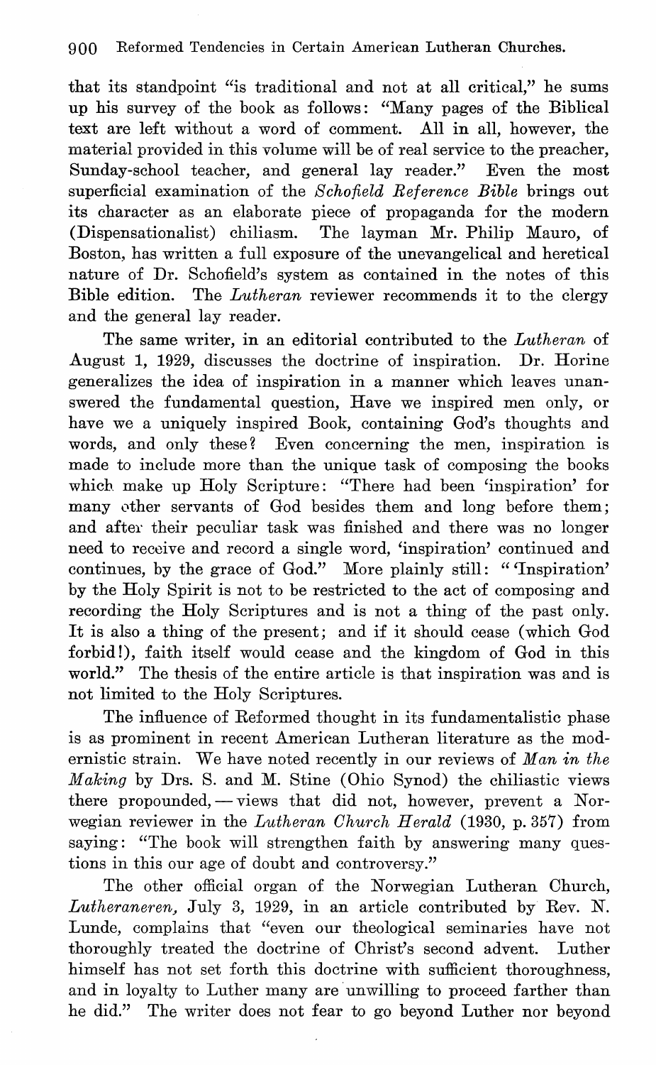that its standpoint "is traditional and not at all critical," he sums up his survey of the book as follows: "Many pages of the Biblical text are left without a word of comment. All in all, however, the material provided in this volume will be of real service to the preacher, Sunday-school teacher, and general lay reader." Even the most superficial examination of the *Schofield Reference Bible* brings out its character as an elaborate piece of propaganda for the modern (Dispensationalist) chiliasm. The layman Mr. Philip Mauro, of Boston, has written a full exposure of the unevangelical and heretical nature of Dr. Schofield's system as contained in the notes of this Bible edition. The *Lutheran* reviewer recommends it to the clergy and the general lay reader.

The same writer, in an editorial contributed to the *Lutheran* of August 1, 1929, discusses the doctrine of inspiration. Dr. Horine generalizes the idea of inspiration in a manner which leaves unanswered the fundamental question, Have we inspired men only, or have we a uniquely inspired Book, containing God's thoughts and words, and only these? Even concerning the men, inspiration is made to include more than the unique task of composing the books which make up Holy Scripture: "There had been 'inspiration' for many other servants of God besides them and long before them; and after their peculiar task was finished and there was no longer need to receive and record a single word, 'inspiration' continued and continues, by the grace of God." More plainly still: "'Inspiration' by the Holy Spirit is not to be restricted to the act of composing and recording the Holy Scriptures and is not a thing of the past only. It is also a thing of the present; and if it should cease (which God forbid!), faith itself would cease and the kingdom of God in this world." The thesis of the entire article is that inspiration was and is not limited to the Holy Scriptures.

The influence of Reformed thought in its fundamentalistic phase is as prominent in recent American Lutheran literature as the modernistic strain. We have noted recently in our reviews of *Man in the Making* by Drs. S. and M. Stine (Ohio Synod) the chiliastic views there propounded, — views that did not, however, prevent a Norwegian reviewer in the *Lutheran Church Herald* (1930, p. 357) from saying: "The book will strengthen faith by answering many questions in this our age of doubt and controversy."

The other official organ of the Norwegian Lutheran Church, *Lutheraneren*, July 3, 1929, in an article contributed by Rev. N. Lunde, complains that "even our theological seminaries have not thoroughly treated the doctrine of Christ's second advent. Luther himself has not set forth this doctrine with sufficient thoroughness, and in loyalty to Luther many are unwilling to proceed farther than he did." The writer does not fear to go beyond Luther nor beyond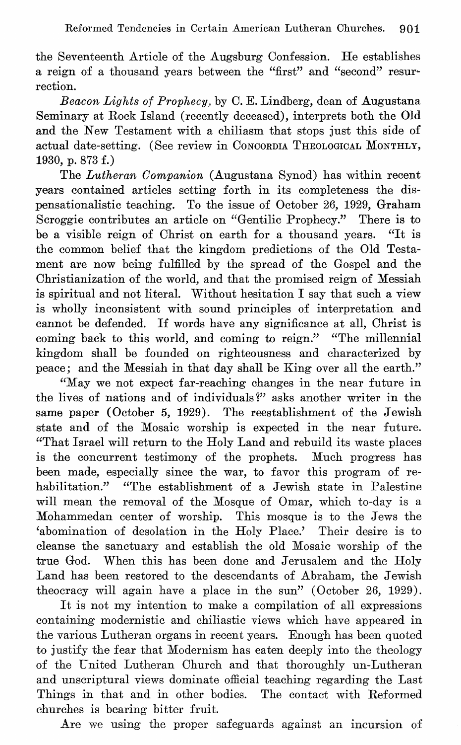the Seventeenth Article of the Augsburg Confession. He establishes a reign of a thousand years between the "first" and "second" resurrection.

*Beacon Lights of Prophecy,* by C. E. Lindberg, dean of Augustana Seminary at Rock Island (recently deceased), interprets both the Old and the New Testament with a chiliasm that stops just this side of actual date-setting. (See review in CONCORDIA THEOLOGICAL MONTHLY, 1930, p. 873 f.)

The *Lutheran Companion* (Augustana Synod) has within recent years contained articles setting forth in its completeness the dispensationalistic teaching. To the issue of October 26, 1929, Graham Scroggie contributes an article on "Gentilic Prophecy." There is to be a visible reign of Christ on earth for a thousand years. "It is the common belief that the kingdom predictions of the Old Testament are now being fulfilled by the spread of the Gospel and the Christianization of the world, and that the promised reign of Messiah is spiritual and not literal. Without hesitation I say that such a view is wholly inconsistent with sound principles of interpretation and cannot be defended. If words have any significance at all, Christ is coming back to this world, and coming to reign." "The millennial kingdom shall be founded on righteousness and characterized by peace; and the Messiah in that day shall be King over all the earth."

"May we not expect far-reaching changes in the near future in the lives of nations and of individuals?" asks another writer in the same paper (October 5, 1929). The reestablishment of the Jewish state and of the Mosaic worship is expected in the near future. "That Israel will return to the Holy Land and rebuild its waste places is the concurrent testimony of the prophets. Much progress has been made, especially since the war, to favor this program of rehabilitation." "The establishment of a Jewish state in Palestine will mean the removal of the Mosque of Omar, which to-day is a Mohammedan center of worship. This mosque is to the Jews the 'abomination of desolation in the Holy Place.' Their desire is to cleanse the sanctuary and establish the old Mosaic worship of the true God. When this has been done and Jerusalem and the Holy Land has been restored to the descendants of Abraham, the Jewish theocracy will again have a place in the sun" (October 26, 1929).

It is not my intention to make a compilation of all expressions containing modernistic and chiliastic views which have appeared in the various Lutheran organs in recent years. Enough has been quoted to justify the fear that Modernism has eaten deeply into the theology of the United Lutheran Church and that thoroughly un-Lutheran and unscriptural views dominate official teaching regarding the Last Things in that and in other bodies. The contact with Reformed churches is bearing bitter fruit.

Are we using the proper safeguards against an incursion of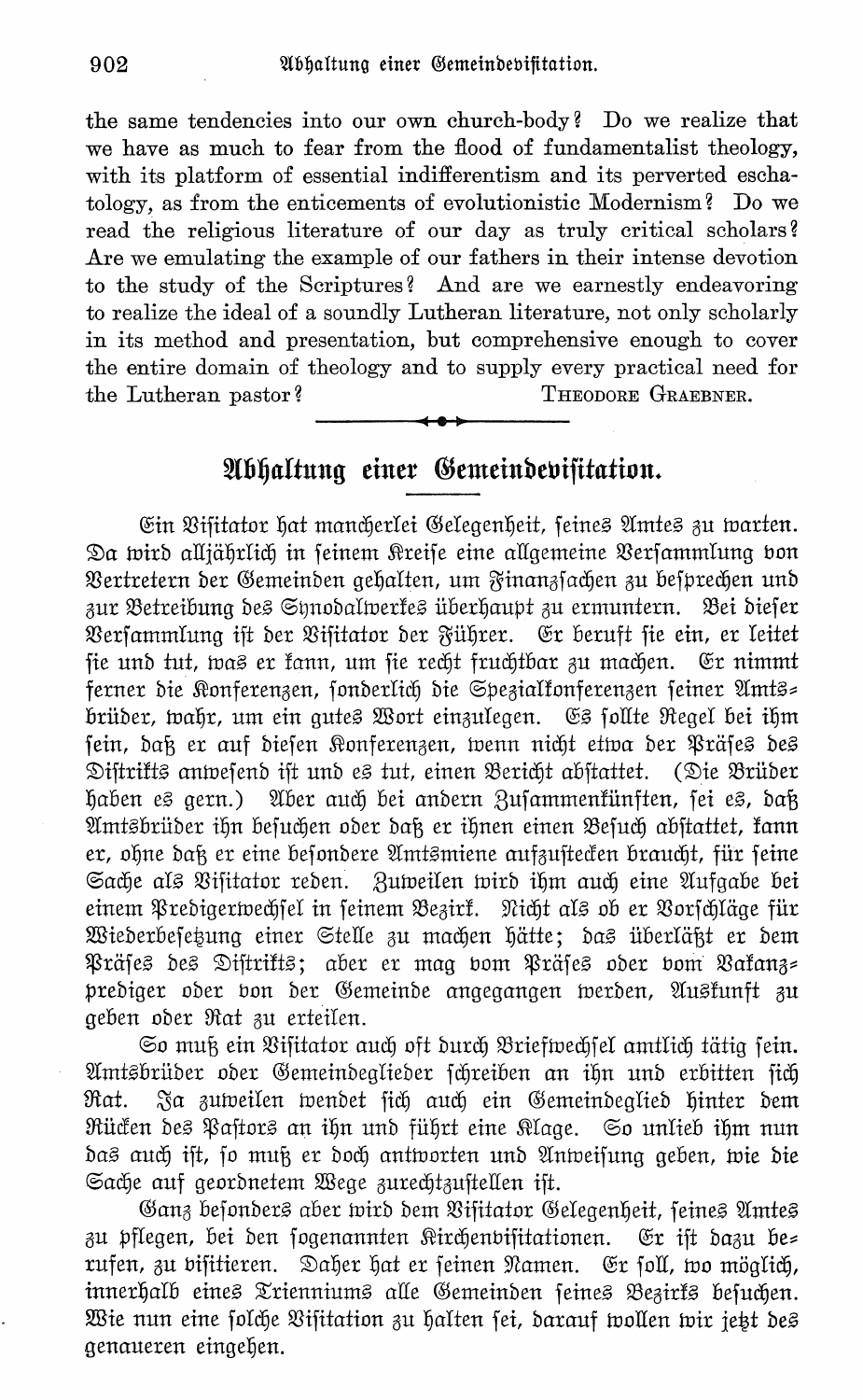the same tendencies into our own church-body? Do we realize that we have as much to fear from the flood of fundamentalist theology, with its platform of essential indifferentism and its perverted eschatology, as from the enticements of evolutionistic Modernism? Do we read the religious literature of our day as truly critical scholars? Are we emulating the example of our fathers in their intense devotion to the study of the Scriptures? And are we earnestly endeavoring to realize the ideal of a soundly Lutheran literature, not only scholarly in its method and presentation, but comprehensive enough to cover the entire domain of theology and to supply every practical need for the Lutheran pastor? THEODORE GRAEBNER.

## Abhaltung einer Gemeindevisitation.

Ein Visitator hat mancherlei Gelegenheit, seines Amtes zu warten. Da wird alljährlich in seinem Kreise eine allgemeine Versammlung von Vertretern der Gemeinden gehalten, um Finanzsachen zu besprechen und zur Betreibung des Synodalwerkes überhaupt zu ermuntern. Bei dieser Versammlung ist der Visitator der Führer. Er beruft sie ein, er leitet sie und tut, was er kann, um sie recht fruchtbar zu machen. Er nimmt ferner die Konferenzen, sonderlich die Spezialkonferenzen seiner Amtsbrüder, wahr, um ein gutes Wort einzulegen. Es sollte Regel bei ihm sein, daß er auf diesen Konferenzen, wenn nicht etwa der Präses des Distrikts anwesend ist und es tut, einen Bericht abstattet. (Die Brüder haben es gern.) Aber auch bei andern Zusammenkünften, sei es, daß Amtsbrüder ihn besuchen oder daß er ihnen einen Besuch abstattet, kann er, ohne daß er eine besondere Amtsmiene aufzustecken braucht, für seine Sache als Visitator reden. Zuweilen wird ihm auch eine Aufgabe bei einem Predigerwechsel in seinem Bezirk. Nicht als ob er Vorschläge für Wiederbesetzung einer Stelle zu machen hätte; das überläßt er dem Präses des Distrikts; aber er mag vom Präses oder vom Vakanzprediger oder von der Gemeinde angegangen werden, Auskunft zu geben oder Rat zu erteilen.

So muß ein Visitator auch oft durch Briefwechsel amtlich tätig sein. Amtsbrüder oder Gemeindeglieder schreiben an ihn und erbitten sich Rat. Ja zuweilen wendet sich auch ein Gemeindeglied hinter dem Rücken des Pastors an ihn und führt eine Klage. So unlieb ihm nun das auch ist, so muß er doch antworten und Anweisung geben, wie die Sache auf geordnetem Wege zurechtzustellen ist.

Ganz besonders aber wird dem Visitator Gelegenheit, seines Amtes zu pflegen, bei den sogenannten Kirchenvisitationen. Er ist dazu berufen, zu visitieren. Daher hat er seinen Namen. Er soll, wo möglich, innerhalb eines Trienniums alle Gemeinden seines Bezirks besuchen. Wie nun eine solche Visitation zu halten sei, darauf wollen wir jetzt des genaueren eingehen.